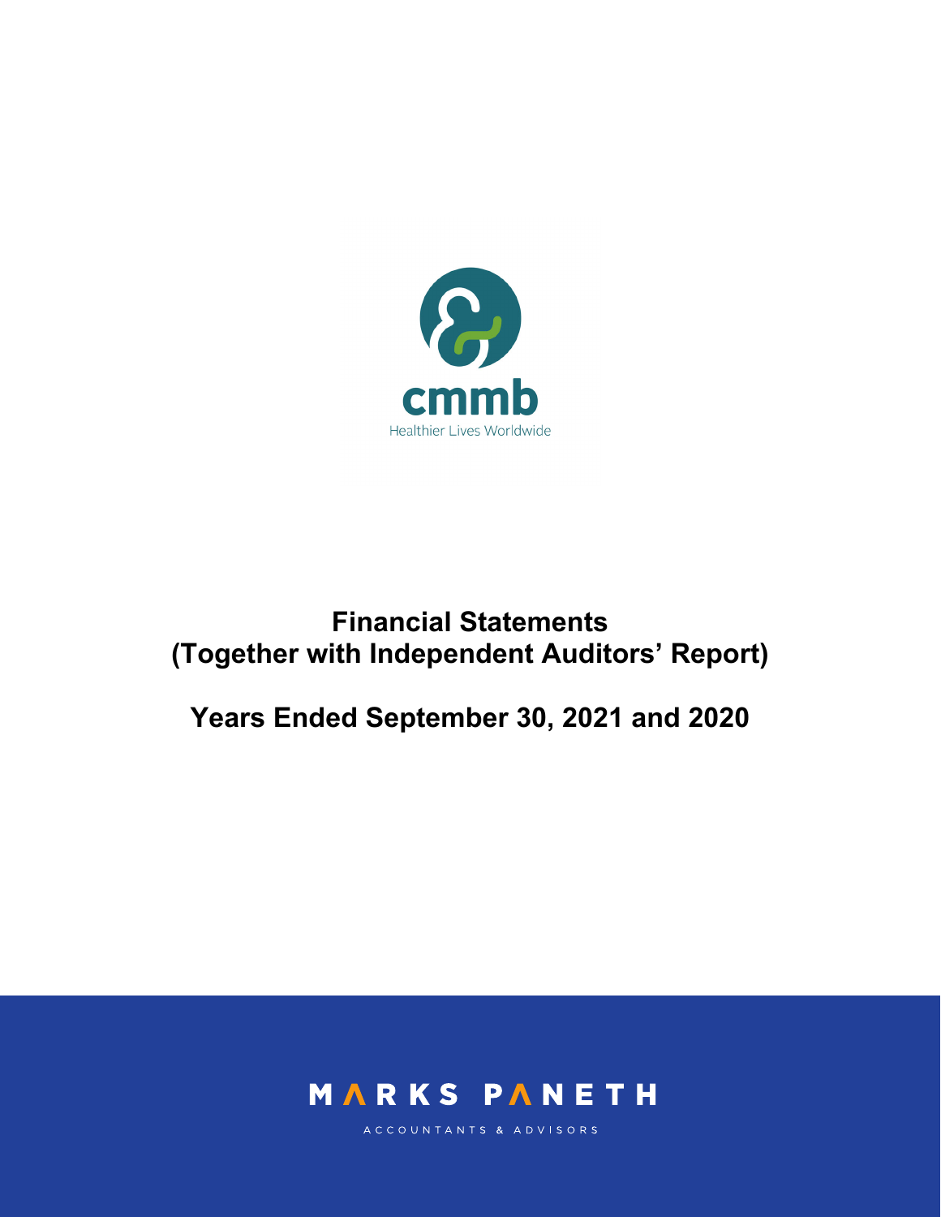cmmb

Healthier Lives Worldwide

# Financial Statements (Together with Independent Auditors' Report)

## Years Ended September 30, 2021 and 2020

MARKS PANETH

ACCOUNTANTS & ADVISORS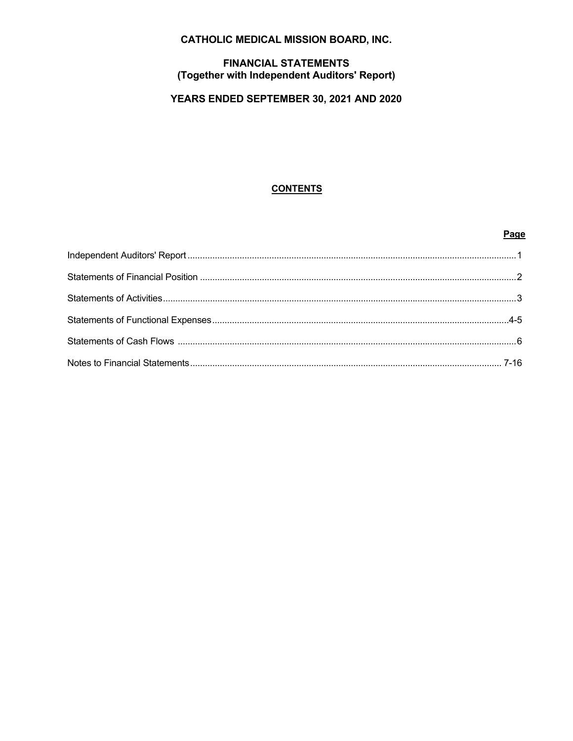# CATHOLIC MEDICAL MISSION BOARD, INC.

## FINANCIAL STATEMENTS
## (Together with Independent Auditors' Report)

## YEARS ENDED SEPTEMBER 30, 2021 AND 2020

### CONTENTS

| | Page |
|---|---|
| Independent Auditors' Report | 1 |
| Statements of Financial Position | 2 |
| Statements of Activities | 3 |
| Statements of Functional Expenses | 4-5 |
| Statements of Cash Flows | 6 |
| Notes to Financial Statements | 7-16 |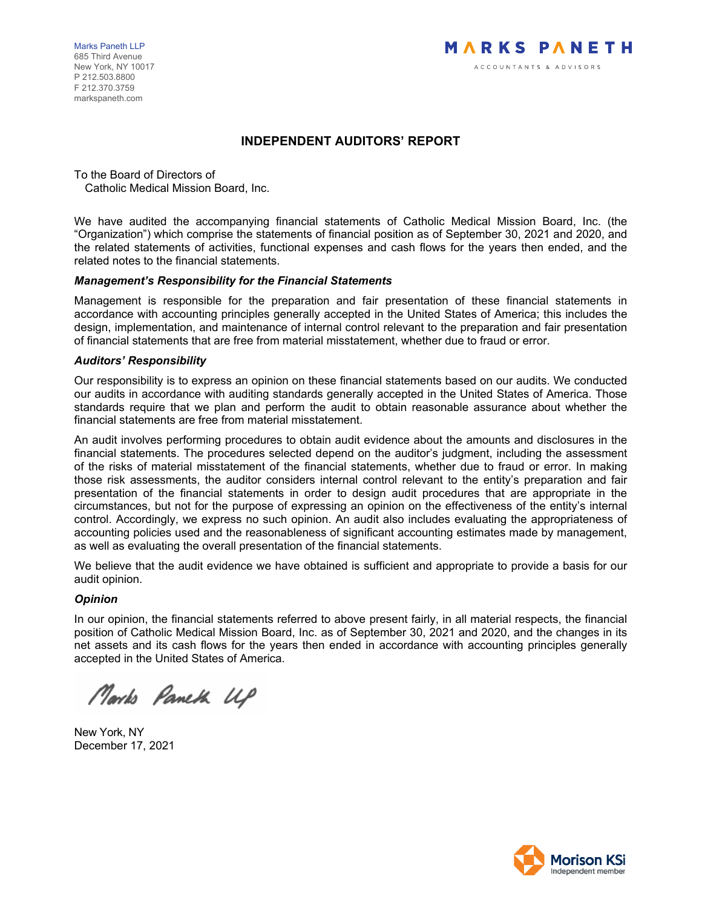Marks Paneth LLP
685 Third Avenue
New York, NY 10017
P 212.503.8800
F 212.370.3759
markspaneth.com

MARKS PANETH
ACCOUNTANTS & ADVISORS

# INDEPENDENT AUDITORS' REPORT

To the Board of Directors of
Catholic Medical Mission Board, Inc.

We have audited the accompanying financial statements of Catholic Medical Mission Board, Inc. (the "Organization") which comprise the statements of financial position as of September 30, 2021 and 2020, and the related statements of activities, functional expenses and cash flows for the years then ended, and the related notes to the financial statements.

***Management's Responsibility for the Financial Statements***

Management is responsible for the preparation and fair presentation of these financial statements in accordance with accounting principles generally accepted in the United States of America; this includes the design, implementation, and maintenance of internal control relevant to the preparation and fair presentation of financial statements that are free from material misstatement, whether due to fraud or error.

***Auditors' Responsibility***

Our responsibility is to express an opinion on these financial statements based on our audits. We conducted our audits in accordance with auditing standards generally accepted in the United States of America. Those standards require that we plan and perform the audit to obtain reasonable assurance about whether the financial statements are free from material misstatement.

An audit involves performing procedures to obtain audit evidence about the amounts and disclosures in the financial statements. The procedures selected depend on the auditor's judgment, including the assessment of the risks of material misstatement of the financial statements, whether due to fraud or error. In making those risk assessments, the auditor considers internal control relevant to the entity's preparation and fair presentation of the financial statements in order to design audit procedures that are appropriate in the circumstances, but not for the purpose of expressing an opinion on the effectiveness of the entity's internal control. Accordingly, we express no such opinion. An audit also includes evaluating the appropriateness of accounting policies used and the reasonableness of significant accounting estimates made by management, as well as evaluating the overall presentation of the financial statements.

We believe that the audit evidence we have obtained is sufficient and appropriate to provide a basis for our audit opinion.

***Opinion***

In our opinion, the financial statements referred to above present fairly, in all material respects, the financial position of Catholic Medical Mission Board, Inc. as of September 30, 2021 and 2020, and the changes in its net assets and its cash flows for the years then ended in accordance with accounting principles generally accepted in the United States of America.

Marks Paneth LLP

New York, NY
December 17, 2021

Morison KSi
Independent member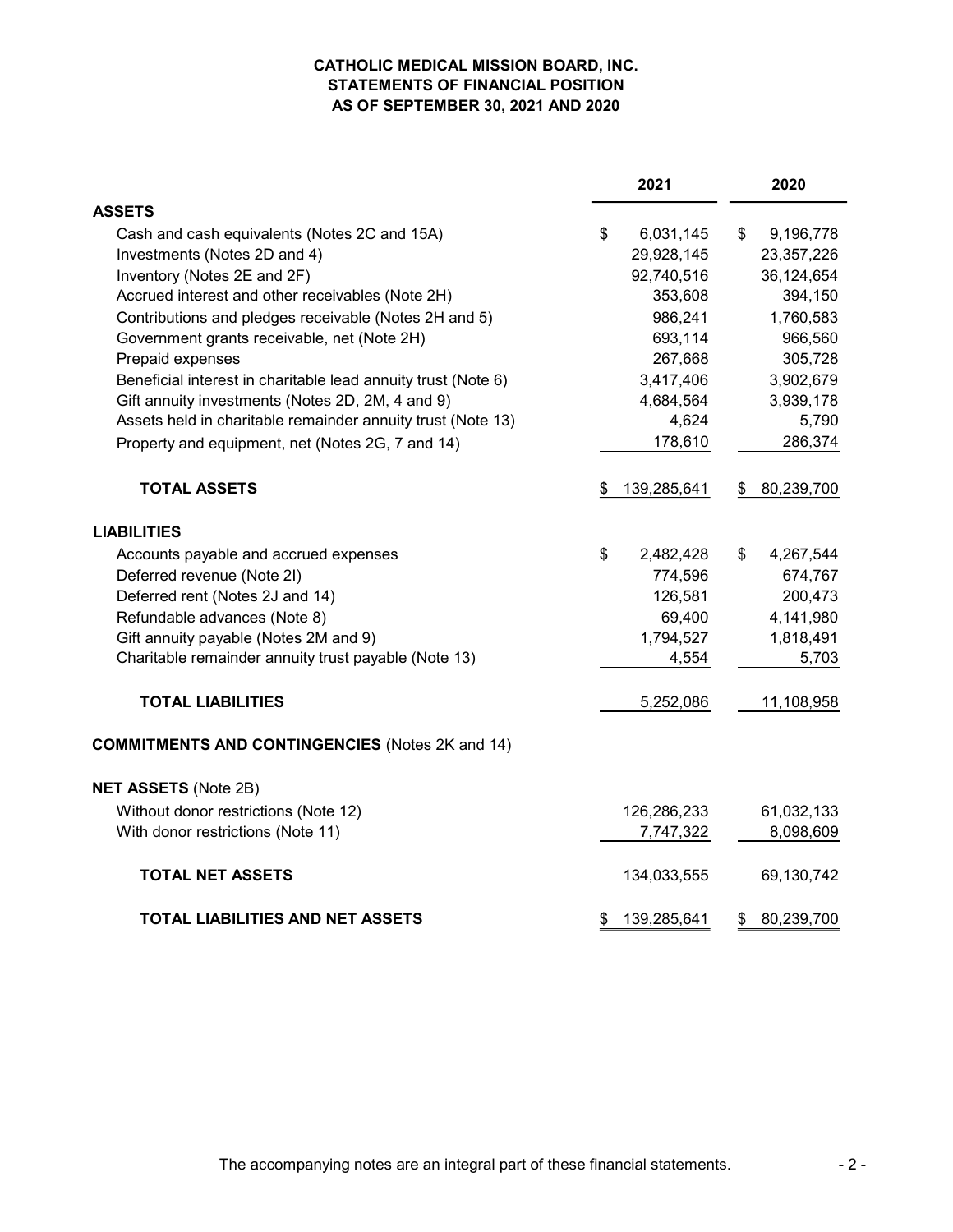# CATHOLIC MEDICAL MISSION BOARD, INC.
## STATEMENTS OF FINANCIAL POSITION
### AS OF SEPTEMBER 30, 2021 AND 2020

| | 2021 | 2020 |
|---|---|---|
| **ASSETS** | | |
| Cash and cash equivalents (Notes 2C and 15A) | $ 6,031,145 | $ 9,196,778 |
| Investments (Notes 2D and 4) | 29,928,145 | 23,357,226 |
| Inventory (Notes 2E and 2F) | 92,740,516 | 36,124,654 |
| Accrued interest and other receivables (Note 2H) | 353,608 | 394,150 |
| Contributions and pledges receivable (Notes 2H and 5) | 986,241 | 1,760,583 |
| Government grants receivable, net (Note 2H) | 693,114 | 966,560 |
| Prepaid expenses | 267,668 | 305,728 |
| Beneficial interest in charitable lead annuity trust (Note 6) | 3,417,406 | 3,902,679 |
| Gift annuity investments (Notes 2D, 2M, 4 and 9) | 4,684,564 | 3,939,178 |
| Assets held in charitable remainder annuity trust (Note 13) | 4,624 | 5,790 |
| Property and equipment, net (Notes 2G, 7 and 14) | 178,610 | 286,374 |
| **TOTAL ASSETS** | $ 139,285,641 | $ 80,239,700 |
| **LIABILITIES** | | |
| Accounts payable and accrued expenses | $ 2,482,428 | $ 4,267,544 |
| Deferred revenue (Note 2I) | 774,596 | 674,767 |
| Deferred rent (Notes 2J and 14) | 126,581 | 200,473 |
| Refundable advances (Note 8) | 69,400 | 4,141,980 |
| Gift annuity payable (Notes 2M and 9) | 1,794,527 | 1,818,491 |
| Charitable remainder annuity trust payable (Note 13) | 4,554 | 5,703 |
| **TOTAL LIABILITIES** | 5,252,086 | 11,108,958 |
| **COMMITMENTS AND CONTINGENCIES** (Notes 2K and 14) | | |
| **NET ASSETS** (Note 2B) | | |
| Without donor restrictions (Note 12) | 126,286,233 | 61,032,133 |
| With donor restrictions (Note 11) | 7,747,322 | 8,098,609 |
| **TOTAL NET ASSETS** | 134,033,555 | 69,130,742 |
| **TOTAL LIABILITIES AND NET ASSETS** | $ 139,285,641 | $ 80,239,700 |

The accompanying notes are an integral part of these financial statements.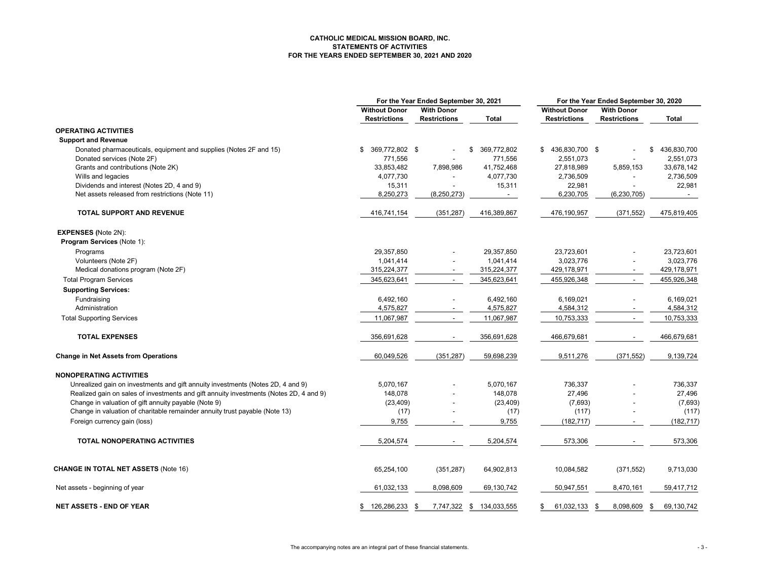**CATHOLIC MEDICAL MISSION BOARD, INC.**
**STATEMENTS OF ACTIVITIES**
**FOR THE YEARS ENDED SEPTEMBER 30, 2021 AND 2020**

| | For the Year Ended September 30, 2021 | | | For the Year Ended September 30, 2020 | | |
|---|---|---|---|---|---|---|
| | **Without Donor Restrictions** | **With Donor Restrictions** | **Total** | **Without Donor Restrictions** | **With Donor Restrictions** | **Total** |
| **OPERATING ACTIVITIES** | | | | | | |
| **Support and Revenue** | | | | | | |
| Donated pharmaceuticals, equipment and supplies (Notes 2F and 15) | $ 369,772,802 | $ - | $ 369,772,802 | $ 436,830,700 | $ - | $ 436,830,700 |
| Donated services (Note 2F) | 771,556 | - | 771,556 | 2,551,073 | - | 2,551,073 |
| Grants and contributions (Note 2K) | 33,853,482 | 7,898,986 | 41,752,468 | 27,818,989 | 5,859,153 | 33,678,142 |
| Wills and legacies | 4,077,730 | - | 4,077,730 | 2,736,509 | - | 2,736,509 |
| Dividends and interest (Notes 2D, 4 and 9) | 15,311 | - | 15,311 | 22,981 | - | 22,981 |
| Net assets released from restrictions (Note 11) | 8,250,273 | (8,250,273) | - | 6,230,705 | (6,230,705) | - |
| **TOTAL SUPPORT AND REVENUE** | 416,741,154 | (351,287) | 416,389,867 | 476,190,957 | (371,552) | 475,819,405 |
| **EXPENSES (**Note 2N): | | | | | | |
| **Program Services** (Note 1): | | | | | | |
| Programs | 29,357,850 | - | 29,357,850 | 23,723,601 | - | 23,723,601 |
| Volunteers (Note 2F) | 1,041,414 | - | 1,041,414 | 3,023,776 | - | 3,023,776 |
| Medical donations program (Note 2F) | 315,224,377 | - | 315,224,377 | 429,178,971 | - | 429,178,971 |
| Total Program Services | 345,623,641 | - | 345,623,641 | 455,926,348 | - | 455,926,348 |
| **Supporting Services:** | | | | | | |
| Fundraising | 6,492,160 | - | 6,492,160 | 6,169,021 | - | 6,169,021 |
| Administration | 4,575,827 | - | 4,575,827 | 4,584,312 | - | 4,584,312 |
| Total Supporting Services | 11,067,987 | - | 11,067,987 | 10,753,333 | - | 10,753,333 |
| **TOTAL EXPENSES** | 356,691,628 | - | 356,691,628 | 466,679,681 | - | 466,679,681 |
| **Change in Net Assets from Operations** | 60,049,526 | (351,287) | 59,698,239 | 9,511,276 | (371,552) | 9,139,724 |
| **NONOPERATING ACTIVITIES** | | | | | | |
| Unrealized gain on investments and gift annuity investments (Notes 2D, 4 and 9) | 5,070,167 | - | 5,070,167 | 736,337 | - | 736,337 |
| Realized gain on sales of investments and gift annuity investments (Notes 2D, 4 and 9) | 148,078 | - | 148,078 | 27,496 | - | 27,496 |
| Change in valuation of gift annuity payable (Note 9) | (23,409) | - | (23,409) | (7,693) | - | (7,693) |
| Change in valuation of charitable remainder annuity trust payable (Note 13) | (17) | - | (17) | (117) | - | (117) |
| Foreign currency gain (loss) | 9,755 | - | 9,755 | (182,717) | - | (182,717) |
| **TOTAL NONOPERATING ACTIVITIES** | 5,204,574 | - | 5,204,574 | 573,306 | - | 573,306 |
| **CHANGE IN TOTAL NET ASSETS** (Note 16) | 65,254,100 | (351,287) | 64,902,813 | 10,084,582 | (371,552) | 9,713,030 |
| Net assets - beginning of year | 61,032,133 | 8,098,609 | 69,130,742 | 50,947,551 | 8,470,161 | 59,417,712 |
| **NET ASSETS - END OF YEAR** | $ 126,286,233 | $ 7,747,322 | $ 134,033,555 | $ 61,032,133 | $ 8,098,609 | $ 69,130,742 |

The accompanying notes are an integral part of these financial statements.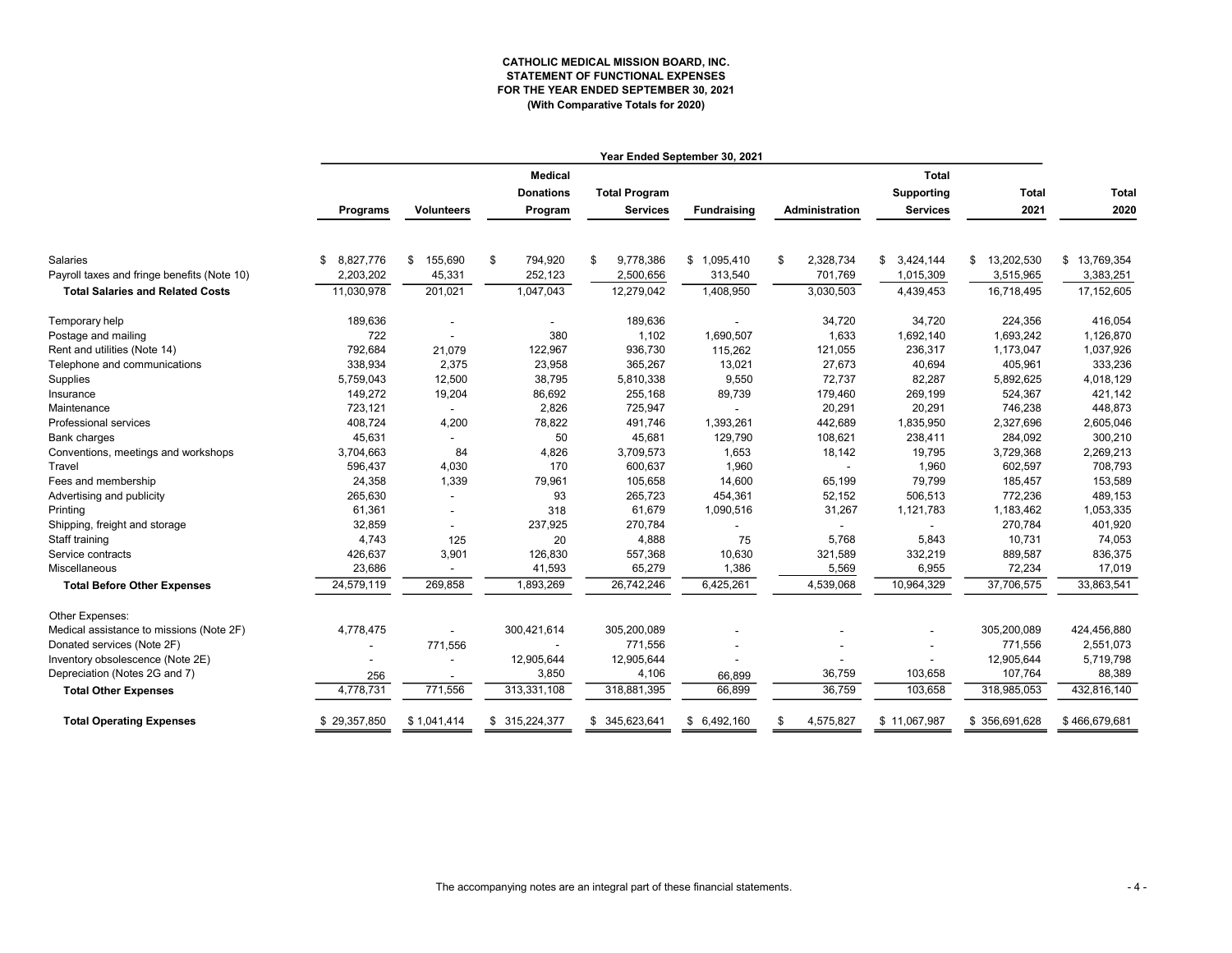**CATHOLIC MEDICAL MISSION BOARD, INC.**
**STATEMENT OF FUNCTIONAL EXPENSES**
**FOR THE YEAR ENDED SEPTEMBER 30, 2021**
**(With Comparative Totals for 2020)**

| | Year Ended September 30, 2021 | | | | | | | | |
|---|---|---|---|---|---|---|---|---|---|
| | Programs | Volunteers | Medical Donations Program | Total Program Services | Fundraising | Administration | Total Supporting Services | Total 2021 | Total 2020 |
| Salaries | $ 8,827,776 | $ 155,690 | $ 794,920 | $ 9,778,386 | $ 1,095,410 | $ 2,328,734 | $ 3,424,144 | $ 13,202,530 | $ 13,769,354 |
| Payroll taxes and fringe benefits (Note 10) | 2,203,202 | 45,331 | 252,123 | 2,500,656 | 313,540 | 701,769 | 1,015,309 | 3,515,965 | 3,383,251 |
| **Total Salaries and Related Costs** | 11,030,978 | 201,021 | 1,047,043 | 12,279,042 | 1,408,950 | 3,030,503 | 4,439,453 | 16,718,495 | 17,152,605 |
| Temporary help | 189,636 | - | - | 189,636 | - | 34,720 | 34,720 | 224,356 | 416,054 |
| Postage and mailing | 722 | - | 380 | 1,102 | 1,690,507 | 1,633 | 1,692,140 | 1,693,242 | 1,126,870 |
| Rent and utilities (Note 14) | 792,684 | 21,079 | 122,967 | 936,730 | 115,262 | 121,055 | 236,317 | 1,173,047 | 1,037,926 |
| Telephone and communications | 338,934 | 2,375 | 23,958 | 365,267 | 13,021 | 27,673 | 40,694 | 405,961 | 333,236 |
| Supplies | 5,759,043 | 12,500 | 38,795 | 5,810,338 | 9,550 | 72,737 | 82,287 | 5,892,625 | 4,018,129 |
| Insurance | 149,272 | 19,204 | 86,692 | 255,168 | 89,739 | 179,460 | 269,199 | 524,367 | 421,142 |
| Maintenance | 723,121 | - | 2,826 | 725,947 | - | 20,291 | 20,291 | 746,238 | 448,873 |
| Professional services | 408,724 | 4,200 | 78,822 | 491,746 | 1,393,261 | 442,689 | 1,835,950 | 2,327,696 | 2,605,046 |
| Bank charges | 45,631 | - | 50 | 45,681 | 129,790 | 108,621 | 238,411 | 284,092 | 300,210 |
| Conventions, meetings and workshops | 3,704,663 | 84 | 4,826 | 3,709,573 | 1,653 | 18,142 | 19,795 | 3,729,368 | 2,269,213 |
| Travel | 596,437 | 4,030 | 170 | 600,637 | 1,960 | - | 1,960 | 602,597 | 708,793 |
| Fees and membership | 24,358 | 1,339 | 79,961 | 105,658 | 14,600 | 65,199 | 79,799 | 185,457 | 153,589 |
| Advertising and publicity | 265,630 | - | 93 | 265,723 | 454,361 | 52,152 | 506,513 | 772,236 | 489,153 |
| Printing | 61,361 | - | 318 | 61,679 | 1,090,516 | 31,267 | 1,121,783 | 1,183,462 | 1,053,335 |
| Shipping, freight and storage | 32,859 | - | 237,925 | 270,784 | - | - | - | 270,784 | 401,920 |
| Staff training | 4,743 | 125 | 20 | 4,888 | 75 | 5,768 | 5,843 | 10,731 | 74,053 |
| Service contracts | 426,637 | 3,901 | 126,830 | 557,368 | 10,630 | 321,589 | 332,219 | 889,587 | 836,375 |
| Miscellaneous | 23,686 | - | 41,593 | 65,279 | 1,386 | 5,569 | 6,955 | 72,234 | 17,019 |
| **Total Before Other Expenses** | 24,579,119 | 269,858 | 1,893,269 | 26,742,246 | 6,425,261 | 4,539,068 | 10,964,329 | 37,706,575 | 33,863,541 |
| Other Expenses: | | | | | | | | | |
| Medical assistance to missions (Note 2F) | 4,778,475 | - | 300,421,614 | 305,200,089 | - | - | - | 305,200,089 | 424,456,880 |
| Donated services (Note 2F) | - | 771,556 | - | 771,556 | - | - | - | 771,556 | 2,551,073 |
| Inventory obsolescence (Note 2E) | - | - | 12,905,644 | 12,905,644 | - | - | - | 12,905,644 | 5,719,798 |
| Depreciation (Notes 2G and 7) | 256 | - | 3,850 | 4,106 | 66,899 | 36,759 | 103,658 | 107,764 | 88,389 |
| **Total Other Expenses** | 4,778,731 | 771,556 | 313,331,108 | 318,881,395 | 66,899 | 36,759 | 103,658 | 318,985,053 | 432,816,140 |
| **Total Operating Expenses** | $ 29,357,850 | $ 1,041,414 | $ 315,224,377 | $ 345,623,641 | $ 6,492,160 | $ 4,575,827 | $ 11,067,987 | $ 356,691,628 | $ 466,679,681 |

The accompanying notes are an integral part of these financial statements.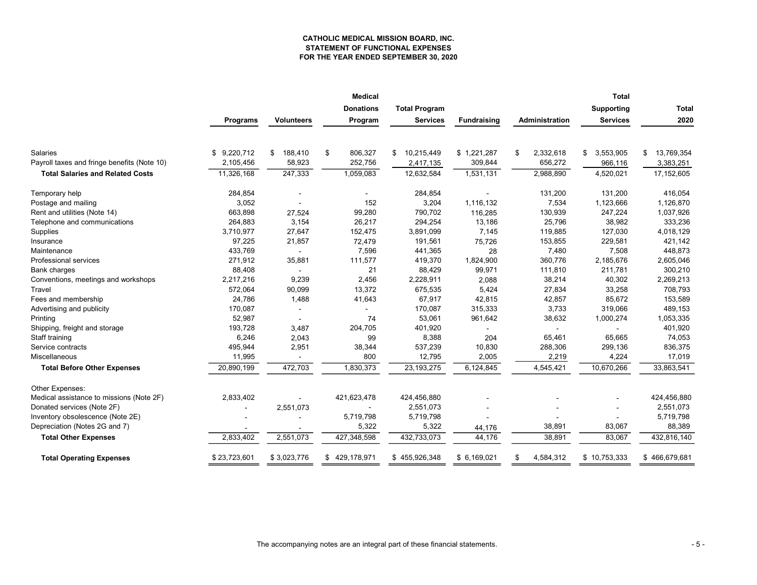**CATHOLIC MEDICAL MISSION BOARD, INC.**
**STATEMENT OF FUNCTIONAL EXPENSES**
**FOR THE YEAR ENDED SEPTEMBER 30, 2020**

| | Programs | Volunteers | Medical Donations Program | Total Program Services | Fundraising | Administration | Total Supporting Services | Total 2020 |
|---|---|---|---|---|---|---|---|---|
| Salaries | $ 9,220,712 | $ 188,410 | $ 806,327 | $ 10,215,449 | $ 1,221,287 | $ 2,332,618 | $ 3,553,905 | $ 13,769,354 |
| Payroll taxes and fringe benefits (Note 10) | 2,105,456 | 58,923 | 252,756 | 2,417,135 | 309,844 | 656,272 | 966,116 | 3,383,251 |
| **Total Salaries and Related Costs** | 11,326,168 | 247,333 | 1,059,083 | 12,632,584 | 1,531,131 | 2,988,890 | 4,520,021 | 17,152,605 |
| Temporary help | 284,854 | - | - | 284,854 | - | 131,200 | 131,200 | 416,054 |
| Postage and mailing | 3,052 | - | 152 | 3,204 | 1,116,132 | 7,534 | 1,123,666 | 1,126,870 |
| Rent and utilities (Note 14) | 663,898 | 27,524 | 99,280 | 790,702 | 116,285 | 130,939 | 247,224 | 1,037,926 |
| Telephone and communications | 264,883 | 3,154 | 26,217 | 294,254 | 13,186 | 25,796 | 38,982 | 333,236 |
| Supplies | 3,710,977 | 27,647 | 152,475 | 3,891,099 | 7,145 | 119,885 | 127,030 | 4,018,129 |
| Insurance | 97,225 | 21,857 | 72,479 | 191,561 | 75,726 | 153,855 | 229,581 | 421,142 |
| Maintenance | 433,769 | - | 7,596 | 441,365 | 28 | 7,480 | 7,508 | 448,873 |
| Professional services | 271,912 | 35,881 | 111,577 | 419,370 | 1,824,900 | 360,776 | 2,185,676 | 2,605,046 |
| Bank charges | 88,408 | - | 21 | 88,429 | 99,971 | 111,810 | 211,781 | 300,210 |
| Conventions, meetings and workshops | 2,217,216 | 9,239 | 2,456 | 2,228,911 | 2,088 | 38,214 | 40,302 | 2,269,213 |
| Travel | 572,064 | 90,099 | 13,372 | 675,535 | 5,424 | 27,834 | 33,258 | 708,793 |
| Fees and membership | 24,786 | 1,488 | 41,643 | 67,917 | 42,815 | 42,857 | 85,672 | 153,589 |
| Advertising and publicity | 170,087 | - | - | 170,087 | 315,333 | 3,733 | 319,066 | 489,153 |
| Printing | 52,987 | - | 74 | 53,061 | 961,642 | 38,632 | 1,000,274 | 1,053,335 |
| Shipping, freight and storage | 193,728 | 3,487 | 204,705 | 401,920 | - | - | - | 401,920 |
| Staff training | 6,246 | 2,043 | 99 | 8,388 | 204 | 65,461 | 65,665 | 74,053 |
| Service contracts | 495,944 | 2,951 | 38,344 | 537,239 | 10,830 | 288,306 | 299,136 | 836,375 |
| Miscellaneous | 11,995 | - | 800 | 12,795 | 2,005 | 2,219 | 4,224 | 17,019 |
| **Total Before Other Expenses** | 20,890,199 | 472,703 | 1,830,373 | 23,193,275 | 6,124,845 | 4,545,421 | 10,670,266 | 33,863,541 |
| Other Expenses: | | | | | | | | |
| Medical assistance to missions (Note 2F) | 2,833,402 | - | 421,623,478 | 424,456,880 | - | - | - | 424,456,880 |
| Donated services (Note 2F) | - | 2,551,073 | - | 2,551,073 | - | - | - | 2,551,073 |
| Inventory obsolescence (Note 2E) | - | - | 5,719,798 | 5,719,798 | - | - | - | 5,719,798 |
| Depreciation (Notes 2G and 7) | - | - | 5,322 | 5,322 | 44,176 | 38,891 | 83,067 | 88,389 |
| **Total Other Expenses** | 2,833,402 | 2,551,073 | 427,348,598 | 432,733,073 | 44,176 | 38,891 | 83,067 | 432,816,140 |
| **Total Operating Expenses** | $ 23,723,601 | $ 3,023,776 | $ 429,178,971 | $ 455,926,348 | $ 6,169,021 | $ 4,584,312 | $ 10,753,333 | $ 466,679,681 |

The accompanying notes are an integral part of these financial statements.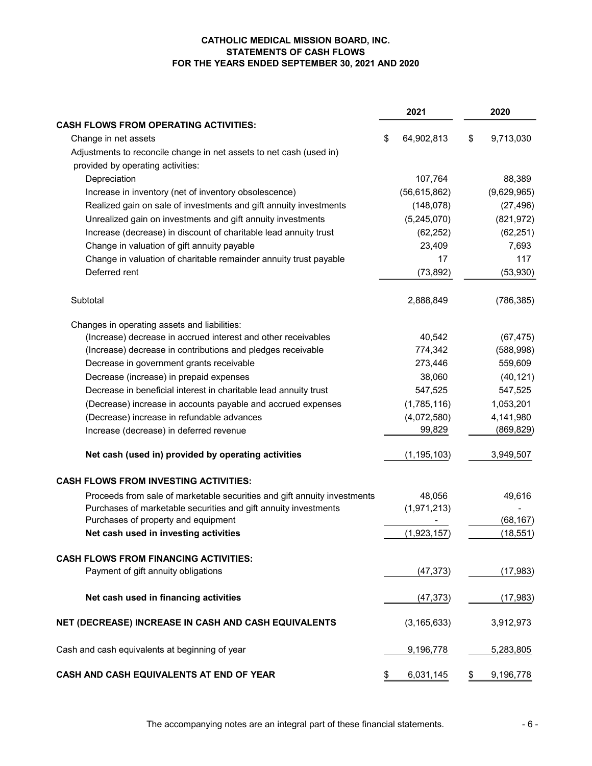# CATHOLIC MEDICAL MISSION BOARD, INC.
## STATEMENTS OF CASH FLOWS
### FOR THE YEARS ENDED SEPTEMBER 30, 2021 AND 2020

| | 2021 | 2020 |
|---|---|---|
| **CASH FLOWS FROM OPERATING ACTIVITIES:** | | |
| Change in net assets | $ 64,902,813 | $ 9,713,030 |
| Adjustments to reconcile change in net assets to net cash (used in) provided by operating activities: | | |
| Depreciation | 107,764 | 88,389 |
| Increase in inventory (net of inventory obsolescence) | (56,615,862) | (9,629,965) |
| Realized gain on sale of investments and gift annuity investments | (148,078) | (27,496) |
| Unrealized gain on investments and gift annuity investments | (5,245,070) | (821,972) |
| Increase (decrease) in discount of charitable lead annuity trust | (62,252) | (62,251) |
| Change in valuation of gift annuity payable | 23,409 | 7,693 |
| Change in valuation of charitable remainder annuity trust payable | 17 | 117 |
| Deferred rent | (73,892) | (53,930) |
| Subtotal | 2,888,849 | (786,385) |
| Changes in operating assets and liabilities: | | |
| (Increase) decrease in accrued interest and other receivables | 40,542 | (67,475) |
| (Increase) decrease in contributions and pledges receivable | 774,342 | (588,998) |
| Decrease in government grants receivable | 273,446 | 559,609 |
| Decrease (increase) in prepaid expenses | 38,060 | (40,121) |
| Decrease in beneficial interest in charitable lead annuity trust | 547,525 | 547,525 |
| (Decrease) increase in accounts payable and accrued expenses | (1,785,116) | 1,053,201 |
| (Decrease) increase in refundable advances | (4,072,580) | 4,141,980 |
| Increase (decrease) in deferred revenue | 99,829 | (869,829) |
| **Net cash (used in) provided by operating activities** | (1,195,103) | 3,949,507 |
| **CASH FLOWS FROM INVESTING ACTIVITIES:** | | |
| Proceeds from sale of marketable securities and gift annuity investments | 48,056 | 49,616 |
| Purchases of marketable securities and gift annuity investments | (1,971,213) | - |
| Purchases of property and equipment | - | (68,167) |
| **Net cash used in investing activities** | (1,923,157) | (18,551) |
| **CASH FLOWS FROM FINANCING ACTIVITIES:** | | |
| Payment of gift annuity obligations | (47,373) | (17,983) |
| **Net cash used in financing activities** | (47,373) | (17,983) |
| **NET (DECREASE) INCREASE IN CASH AND CASH EQUIVALENTS** | (3,165,633) | 3,912,973 |
| Cash and cash equivalents at beginning of year | 9,196,778 | 5,283,805 |
| **CASH AND CASH EQUIVALENTS AT END OF YEAR** | $ 6,031,145 | $ 9,196,778 |

The accompanying notes are an integral part of these financial statements.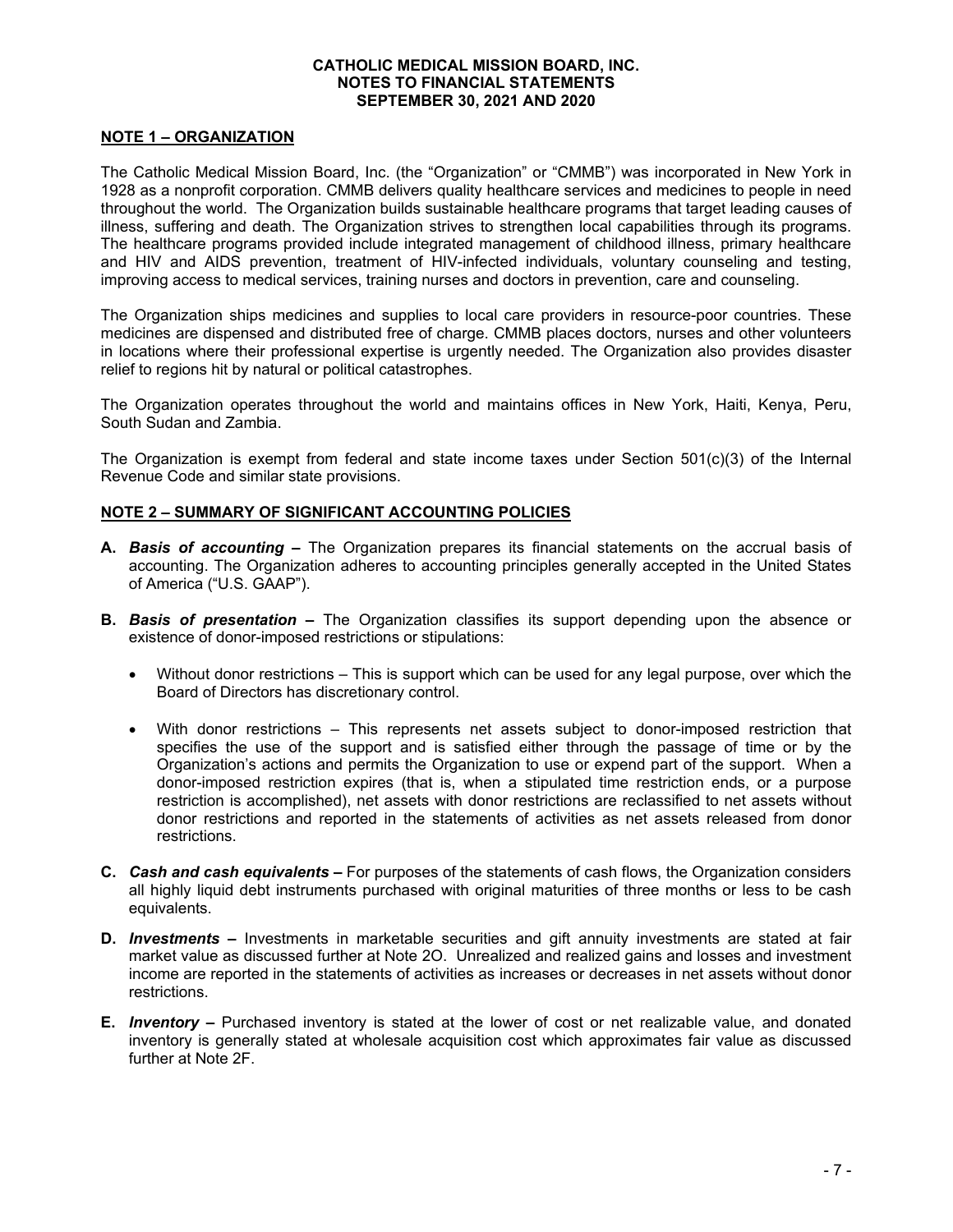**CATHOLIC MEDICAL MISSION BOARD, INC.**
**NOTES TO FINANCIAL STATEMENTS**
**SEPTEMBER 30, 2021 AND 2020**

## NOTE 1 – ORGANIZATION

The Catholic Medical Mission Board, Inc. (the "Organization" or "CMMB") was incorporated in New York in 1928 as a nonprofit corporation. CMMB delivers quality healthcare services and medicines to people in need throughout the world. The Organization builds sustainable healthcare programs that target leading causes of illness, suffering and death. The Organization strives to strengthen local capabilities through its programs. The healthcare programs provided include integrated management of childhood illness, primary healthcare and HIV and AIDS prevention, treatment of HIV-infected individuals, voluntary counseling and testing, improving access to medical services, training nurses and doctors in prevention, care and counseling.

The Organization ships medicines and supplies to local care providers in resource-poor countries. These medicines are dispensed and distributed free of charge. CMMB places doctors, nurses and other volunteers in locations where their professional expertise is urgently needed. The Organization also provides disaster relief to regions hit by natural or political catastrophes.

The Organization operates throughout the world and maintains offices in New York, Haiti, Kenya, Peru, South Sudan and Zambia.

The Organization is exempt from federal and state income taxes under Section 501(c)(3) of the Internal Revenue Code and similar state provisions.

## NOTE 2 – SUMMARY OF SIGNIFICANT ACCOUNTING POLICIES

**A.** ***Basis of accounting –*** The Organization prepares its financial statements on the accrual basis of accounting. The Organization adheres to accounting principles generally accepted in the United States of America ("U.S. GAAP").

**B.** ***Basis of presentation –*** The Organization classifies its support depending upon the absence or existence of donor-imposed restrictions or stipulations:

- Without donor restrictions – This is support which can be used for any legal purpose, over which the Board of Directors has discretionary control.

- With donor restrictions – This represents net assets subject to donor-imposed restriction that specifies the use of the support and is satisfied either through the passage of time or by the Organization's actions and permits the Organization to use or expend part of the support. When a donor-imposed restriction expires (that is, when a stipulated time restriction ends, or a purpose restriction is accomplished), net assets with donor restrictions are reclassified to net assets without donor restrictions and reported in the statements of activities as net assets released from donor restrictions.

**C.** ***Cash and cash equivalents –*** For purposes of the statements of cash flows, the Organization considers all highly liquid debt instruments purchased with original maturities of three months or less to be cash equivalents.

**D.** ***Investments –*** Investments in marketable securities and gift annuity investments are stated at fair market value as discussed further at Note 2O. Unrealized and realized gains and losses and investment income are reported in the statements of activities as increases or decreases in net assets without donor restrictions.

**E.** ***Inventory –*** Purchased inventory is stated at the lower of cost or net realizable value, and donated inventory is generally stated at wholesale acquisition cost which approximates fair value as discussed further at Note 2F.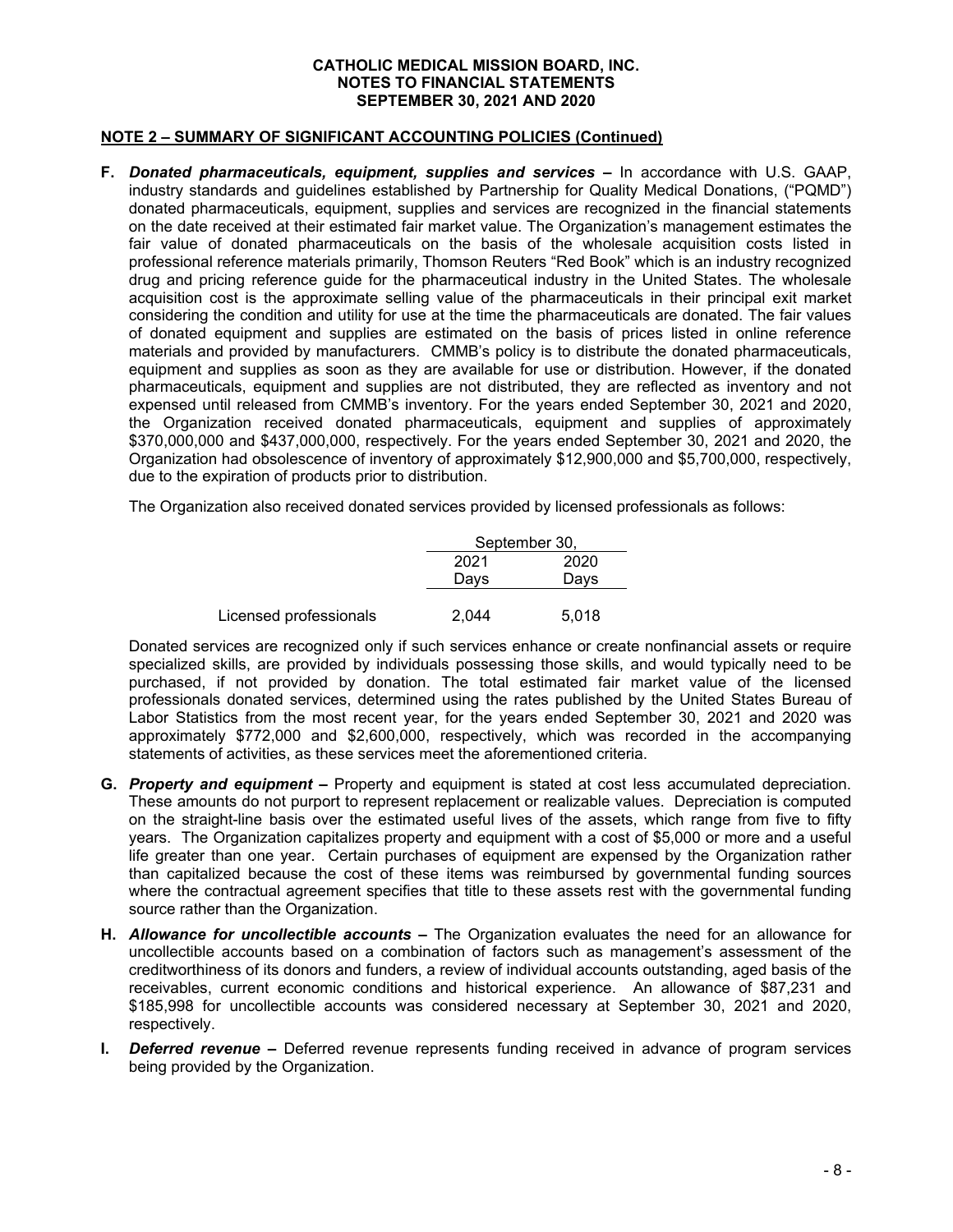**CATHOLIC MEDICAL MISSION BOARD, INC.**
**NOTES TO FINANCIAL STATEMENTS**
**SEPTEMBER 30, 2021 AND 2020**

## NOTE 2 – SUMMARY OF SIGNIFICANT ACCOUNTING POLICIES (Continued)

**F.** ***Donated pharmaceuticals, equipment, supplies and services*** **–** In accordance with U.S. GAAP, industry standards and guidelines established by Partnership for Quality Medical Donations, ("PQMD") donated pharmaceuticals, equipment, supplies and services are recognized in the financial statements on the date received at their estimated fair market value. The Organization's management estimates the fair value of donated pharmaceuticals on the basis of the wholesale acquisition costs listed in professional reference materials primarily, Thomson Reuters "Red Book" which is an industry recognized drug and pricing reference guide for the pharmaceutical industry in the United States. The wholesale acquisition cost is the approximate selling value of the pharmaceuticals in their principal exit market considering the condition and utility for use at the time the pharmaceuticals are donated. The fair values of donated equipment and supplies are estimated on the basis of prices listed in online reference materials and provided by manufacturers. CMMB's policy is to distribute the donated pharmaceuticals, equipment and supplies as soon as they are available for use or distribution. However, if the donated pharmaceuticals, equipment and supplies are not distributed, they are reflected as inventory and not expensed until released from CMMB's inventory. For the years ended September 30, 2021 and 2020, the Organization received donated pharmaceuticals, equipment and supplies of approximately $370,000,000 and $437,000,000, respectively. For the years ended September 30, 2021 and 2020, the Organization had obsolescence of inventory of approximately $12,900,000 and $5,700,000, respectively, due to the expiration of products prior to distribution.

The Organization also received donated services provided by licensed professionals as follows:

| | September 30, | |
|---|---|---|
| | 2021 Days | 2020 Days |
| Licensed professionals | 2,044 | 5,018 |

Donated services are recognized only if such services enhance or create nonfinancial assets or require specialized skills, are provided by individuals possessing those skills, and would typically need to be purchased, if not provided by donation. The total estimated fair market value of the licensed professionals donated services, determined using the rates published by the United States Bureau of Labor Statistics from the most recent year, for the years ended September 30, 2021 and 2020 was approximately $772,000 and $2,600,000, respectively, which was recorded in the accompanying statements of activities, as these services meet the aforementioned criteria.

**G.** ***Property and equipment*** **–** Property and equipment is stated at cost less accumulated depreciation. These amounts do not purport to represent replacement or realizable values. Depreciation is computed on the straight-line basis over the estimated useful lives of the assets, which range from five to fifty years. The Organization capitalizes property and equipment with a cost of $5,000 or more and a useful life greater than one year. Certain purchases of equipment are expensed by the Organization rather than capitalized because the cost of these items was reimbursed by governmental funding sources where the contractual agreement specifies that title to these assets rest with the governmental funding source rather than the Organization.

**H.** ***Allowance for uncollectible accounts*** **–** The Organization evaluates the need for an allowance for uncollectible accounts based on a combination of factors such as management's assessment of the creditworthiness of its donors and funders, a review of individual accounts outstanding, aged basis of the receivables, current economic conditions and historical experience. An allowance of $87,231 and $185,998 for uncollectible accounts was considered necessary at September 30, 2021 and 2020, respectively.

**I.** ***Deferred revenue*** **–** Deferred revenue represents funding received in advance of program services being provided by the Organization.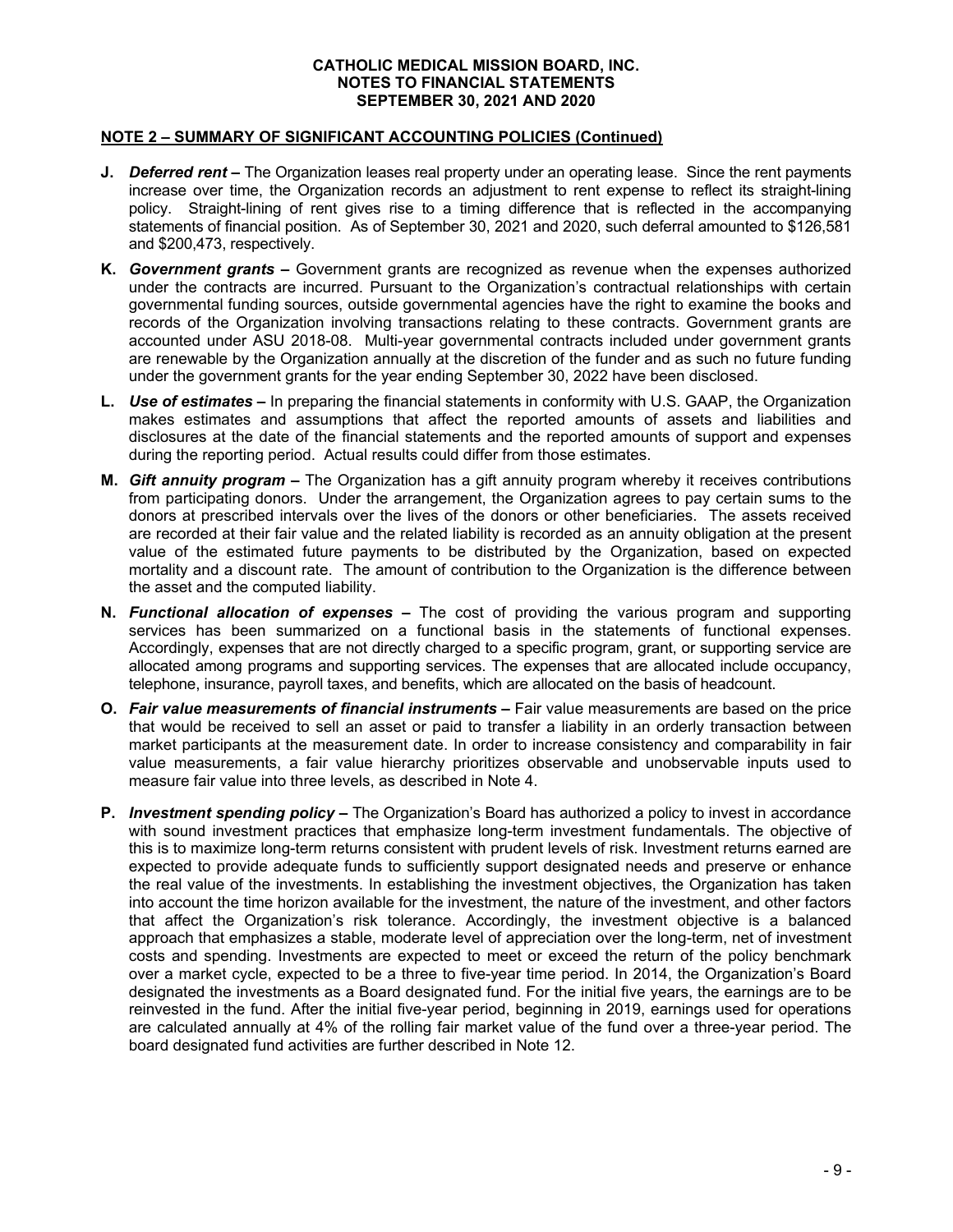# CATHOLIC MEDICAL MISSION BOARD, INC.
## NOTES TO FINANCIAL STATEMENTS
## SEPTEMBER 30, 2021 AND 2020

**NOTE 2 – SUMMARY OF SIGNIFICANT ACCOUNTING POLICIES (Continued)**

**J.** ***Deferred rent*** **–** The Organization leases real property under an operating lease. Since the rent payments increase over time, the Organization records an adjustment to rent expense to reflect its straight-lining policy. Straight-lining of rent gives rise to a timing difference that is reflected in the accompanying statements of financial position. As of September 30, 2021 and 2020, such deferral amounted to $126,581 and $200,473, respectively.

**K.** ***Government grants*** **–** Government grants are recognized as revenue when the expenses authorized under the contracts are incurred. Pursuant to the Organization's contractual relationships with certain governmental funding sources, outside governmental agencies have the right to examine the books and records of the Organization involving transactions relating to these contracts. Government grants are accounted under ASU 2018-08. Multi-year governmental contracts included under government grants are renewable by the Organization annually at the discretion of the funder and as such no future funding under the government grants for the year ending September 30, 2022 have been disclosed.

**L.** ***Use of estimates*** **–** In preparing the financial statements in conformity with U.S. GAAP, the Organization makes estimates and assumptions that affect the reported amounts of assets and liabilities and disclosures at the date of the financial statements and the reported amounts of support and expenses during the reporting period. Actual results could differ from those estimates.

**M.** ***Gift annuity program*** **–** The Organization has a gift annuity program whereby it receives contributions from participating donors. Under the arrangement, the Organization agrees to pay certain sums to the donors at prescribed intervals over the lives of the donors or other beneficiaries. The assets received are recorded at their fair value and the related liability is recorded as an annuity obligation at the present value of the estimated future payments to be distributed by the Organization, based on expected mortality and a discount rate. The amount of contribution to the Organization is the difference between the asset and the computed liability.

**N.** ***Functional allocation of expenses*** **–** The cost of providing the various program and supporting services has been summarized on a functional basis in the statements of functional expenses. Accordingly, expenses that are not directly charged to a specific program, grant, or supporting service are allocated among programs and supporting services. The expenses that are allocated include occupancy, telephone, insurance, payroll taxes, and benefits, which are allocated on the basis of headcount.

**O.** ***Fair value measurements of financial instruments*** **–** Fair value measurements are based on the price that would be received to sell an asset or paid to transfer a liability in an orderly transaction between market participants at the measurement date. In order to increase consistency and comparability in fair value measurements, a fair value hierarchy prioritizes observable and unobservable inputs used to measure fair value into three levels, as described in Note 4.

**P.** ***Investment spending policy*** **–** The Organization's Board has authorized a policy to invest in accordance with sound investment practices that emphasize long-term investment fundamentals. The objective of this is to maximize long-term returns consistent with prudent levels of risk. Investment returns earned are expected to provide adequate funds to sufficiently support designated needs and preserve or enhance the real value of the investments. In establishing the investment objectives, the Organization has taken into account the time horizon available for the investment, the nature of the investment, and other factors that affect the Organization's risk tolerance. Accordingly, the investment objective is a balanced approach that emphasizes a stable, moderate level of appreciation over the long-term, net of investment costs and spending. Investments are expected to meet or exceed the return of the policy benchmark over a market cycle, expected to be a three to five-year time period. In 2014, the Organization's Board designated the investments as a Board designated fund. For the initial five years, the earnings are to be reinvested in the fund. After the initial five-year period, beginning in 2019, earnings used for operations are calculated annually at 4% of the rolling fair market value of the fund over a three-year period. The board designated fund activities are further described in Note 12.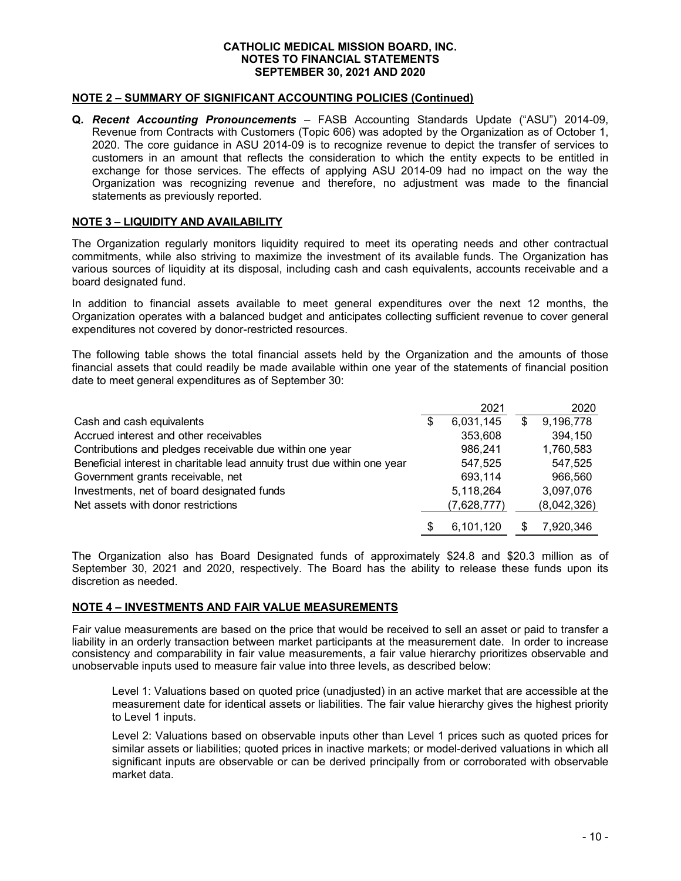**NOTE 2 – SUMMARY OF SIGNIFICANT ACCOUNTING POLICIES (Continued)**

**Q.** ***Recent Accounting Pronouncements*** – FASB Accounting Standards Update ("ASU") 2014-09, Revenue from Contracts with Customers (Topic 606) was adopted by the Organization as of October 1, 2020. The core guidance in ASU 2014-09 is to recognize revenue to depict the transfer of services to customers in an amount that reflects the consideration to which the entity expects to be entitled in exchange for those services. The effects of applying ASU 2014-09 had no impact on the way the Organization was recognizing revenue and therefore, no adjustment was made to the financial statements as previously reported.

**NOTE 3 – LIQUIDITY AND AVAILABILITY**

The Organization regularly monitors liquidity required to meet its operating needs and other contractual commitments, while also striving to maximize the investment of its available funds. The Organization has various sources of liquidity at its disposal, including cash and cash equivalents, accounts receivable and a board designated fund.

In addition to financial assets available to meet general expenditures over the next 12 months, the Organization operates with a balanced budget and anticipates collecting sufficient revenue to cover general expenditures not covered by donor-restricted resources.

The following table shows the total financial assets held by the Organization and the amounts of those financial assets that could readily be made available within one year of the statements of financial position date to meet general expenditures as of September 30:

| | 2021 | 2020 |
|---|---|---|
| Cash and cash equivalents | $ 6,031,145 | $ 9,196,778 |
| Accrued interest and other receivables | 353,608 | 394,150 |
| Contributions and pledges receivable due within one year | 986,241 | 1,760,583 |
| Beneficial interest in charitable lead annuity trust due within one year | 547,525 | 547,525 |
| Government grants receivable, net | 693,114 | 966,560 |
| Investments, net of board designated funds | 5,118,264 | 3,097,076 |
| Net assets with donor restrictions | (7,628,777) | (8,042,326) |
| | $ 6,101,120 | $ 7,920,346 |

The Organization also has Board Designated funds of approximately $24.8 and $20.3 million as of September 30, 2021 and 2020, respectively. The Board has the ability to release these funds upon its discretion as needed.

**NOTE 4 – INVESTMENTS AND FAIR VALUE MEASUREMENTS**

Fair value measurements are based on the price that would be received to sell an asset or paid to transfer a liability in an orderly transaction between market participants at the measurement date. In order to increase consistency and comparability in fair value measurements, a fair value hierarchy prioritizes observable and unobservable inputs used to measure fair value into three levels, as described below:

Level 1: Valuations based on quoted price (unadjusted) in an active market that are accessible at the measurement date for identical assets or liabilities. The fair value hierarchy gives the highest priority to Level 1 inputs.

Level 2: Valuations based on observable inputs other than Level 1 prices such as quoted prices for similar assets or liabilities; quoted prices in inactive markets; or model-derived valuations in which all significant inputs are observable or can be derived principally from or corroborated with observable market data.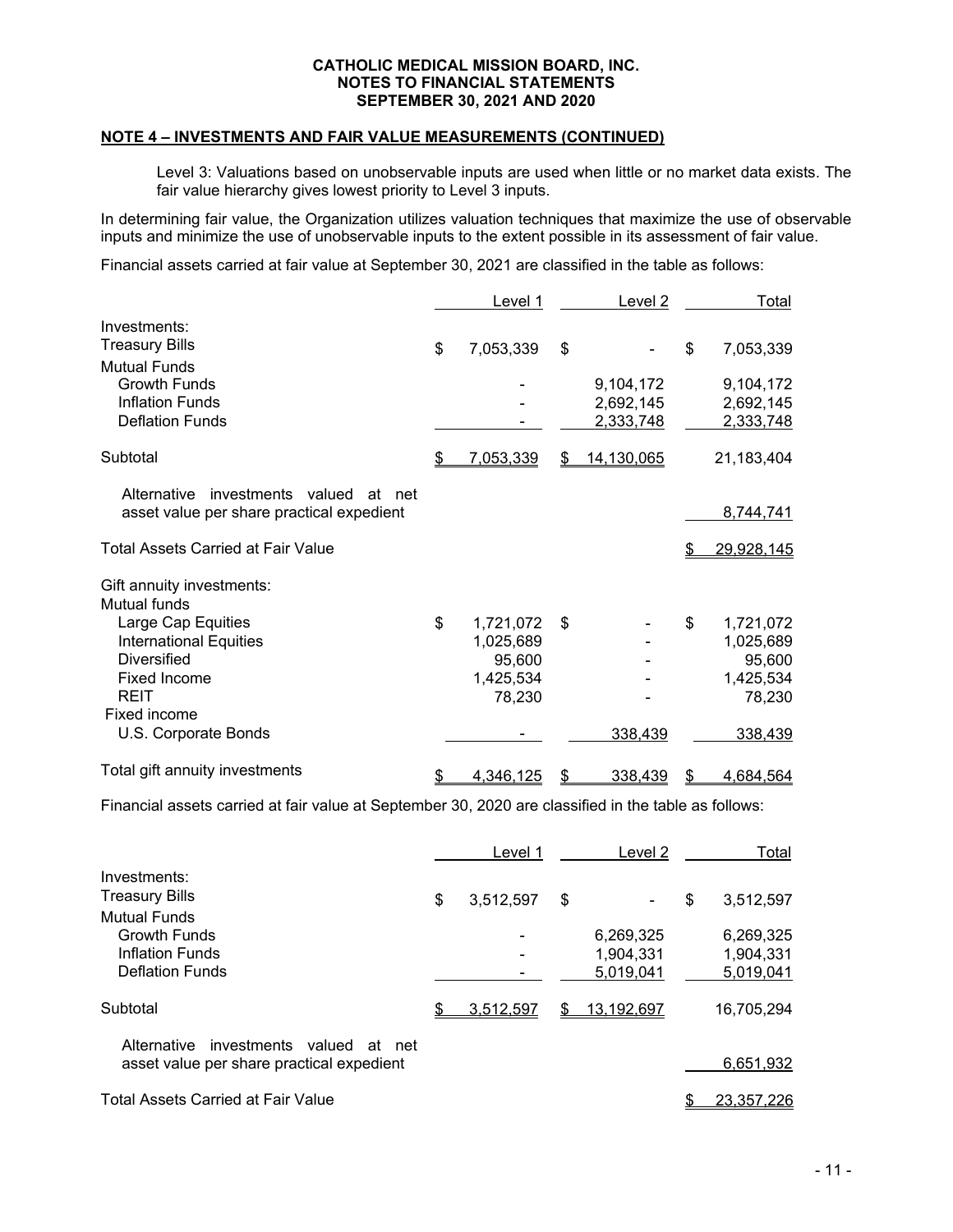**NOTE 4 – INVESTMENTS AND FAIR VALUE MEASUREMENTS (CONTINUED)**

Level 3: Valuations based on unobservable inputs are used when little or no market data exists. The fair value hierarchy gives lowest priority to Level 3 inputs.

In determining fair value, the Organization utilizes valuation techniques that maximize the use of observable inputs and minimize the use of unobservable inputs to the extent possible in its assessment of fair value.

Financial assets carried at fair value at September 30, 2021 are classified in the table as follows:

| | Level 1 | Level 2 | Total |
|---|---|---|---|
| Investments: | | | |
| Treasury Bills | $ 7,053,339 | $ - | $ 7,053,339 |
| Mutual Funds | | | |
| Growth Funds | - | 9,104,172 | 9,104,172 |
| Inflation Funds | - | 2,692,145 | 2,692,145 |
| Deflation Funds | - | 2,333,748 | 2,333,748 |
| Subtotal | $ 7,053,339 | $ 14,130,065 | 21,183,404 |
| Alternative investments valued at net asset value per share practical expedient | | | 8,744,741 |
| Total Assets Carried at Fair Value | | | $ 29,928,145 |
| Gift annuity investments: | | | |
| Mutual funds | | | |
| Large Cap Equities | $ 1,721,072 | $ - | $ 1,721,072 |
| International Equities | 1,025,689 | - | 1,025,689 |
| Diversified | 95,600 | - | 95,600 |
| Fixed Income | 1,425,534 | - | 1,425,534 |
| REIT | 78,230 | - | 78,230 |
| Fixed income | | | |
| U.S. Corporate Bonds | - | 338,439 | 338,439 |
| Total gift annuity investments | $ 4,346,125 | $ 338,439 | $ 4,684,564 |

Financial assets carried at fair value at September 30, 2020 are classified in the table as follows:

| | Level 1 | Level 2 | Total |
|---|---|---|---|
| Investments: | | | |
| Treasury Bills | $ 3,512,597 | $ - | $ 3,512,597 |
| Mutual Funds | | | |
| Growth Funds | - | 6,269,325 | 6,269,325 |
| Inflation Funds | - | 1,904,331 | 1,904,331 |
| Deflation Funds | - | 5,019,041 | 5,019,041 |
| Subtotal | $ 3,512,597 | $ 13,192,697 | 16,705,294 |
| Alternative investments valued at net asset value per share practical expedient | | | 6,651,932 |
| Total Assets Carried at Fair Value | | | $ 23,357,226 |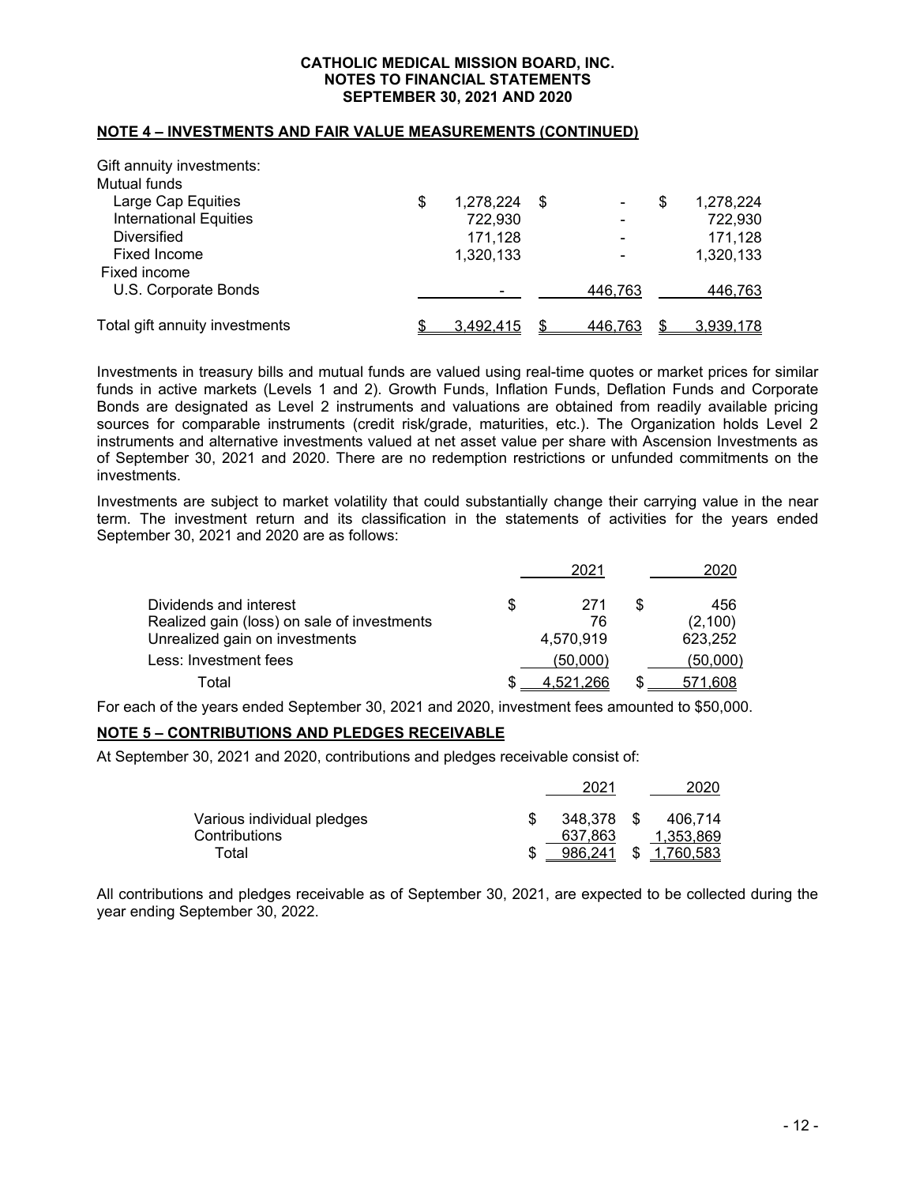## NOTE 4 – INVESTMENTS AND FAIR VALUE MEASUREMENTS (CONTINUED)

| | | | |
|---|---|---|---|
| Gift annuity investments: | | | |
| Mutual funds | | | |
| Large Cap Equities | $ 1,278,224 | $ - | $ 1,278,224 |
| International Equities | 722,930 | - | 722,930 |
| Diversified | 171,128 | - | 171,128 |
| Fixed Income | 1,320,133 | - | 1,320,133 |
| Fixed income | | | |
| U.S. Corporate Bonds | - | 446,763 | 446,763 |
| Total gift annuity investments | $ 3,492,415 | $ 446,763 | $ 3,939,178 |

Investments in treasury bills and mutual funds are valued using real-time quotes or market prices for similar funds in active markets (Levels 1 and 2). Growth Funds, Inflation Funds, Deflation Funds and Corporate Bonds are designated as Level 2 instruments and valuations are obtained from readily available pricing sources for comparable instruments (credit risk/grade, maturities, etc.). The Organization holds Level 2 instruments and alternative investments valued at net asset value per share with Ascension Investments as of September 30, 2021 and 2020. There are no redemption restrictions or unfunded commitments on the investments.

Investments are subject to market volatility that could substantially change their carrying value in the near term. The investment return and its classification in the statements of activities for the years ended September 30, 2021 and 2020 are as follows:

| | 2021 | 2020 |
|---|---|---|
| Dividends and interest | $ 271 | $ 456 |
| Realized gain (loss) on sale of investments | 76 | (2,100) |
| Unrealized gain on investments | 4,570,919 | 623,252 |
| Less: Investment fees | (50,000) | (50,000) |
| Total | $ 4,521,266 | $ 571,608 |

For each of the years ended September 30, 2021 and 2020, investment fees amounted to $50,000.

## NOTE 5 – CONTRIBUTIONS AND PLEDGES RECEIVABLE

At September 30, 2021 and 2020, contributions and pledges receivable consist of:

| | 2021 | 2020 |
|---|---|---|
| Various individual pledges | $ 348,378 | $ 406,714 |
| Contributions | 637,863 | 1,353,869 |
| Total | $ 986,241 | $ 1,760,583 |

All contributions and pledges receivable as of September 30, 2021, are expected to be collected during the year ending September 30, 2022.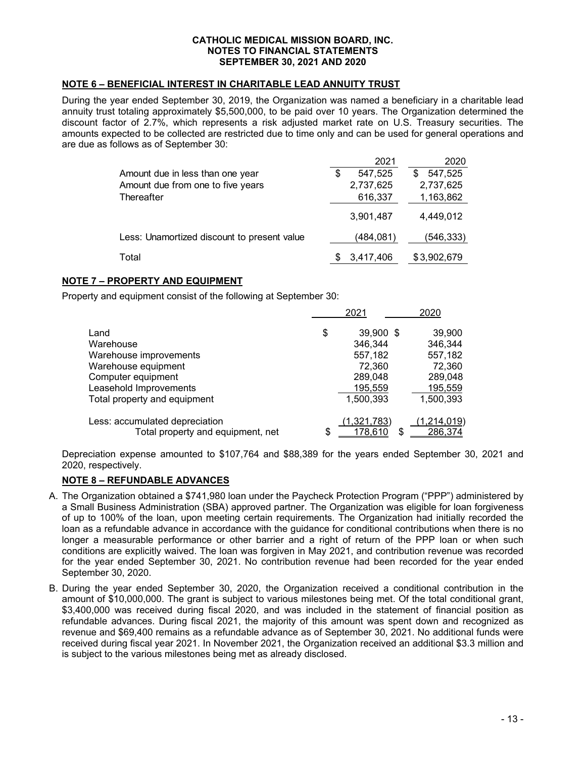**CATHOLIC MEDICAL MISSION BOARD, INC.**
**NOTES TO FINANCIAL STATEMENTS**
**SEPTEMBER 30, 2021 AND 2020**

## NOTE 6 – BENEFICIAL INTEREST IN CHARITABLE LEAD ANNUITY TRUST

During the year ended September 30, 2019, the Organization was named a beneficiary in a charitable lead annuity trust totaling approximately $5,500,000, to be paid over 10 years. The Organization determined the discount factor of 2.7%, which represents a risk adjusted market rate on U.S. Treasury securities. The amounts expected to be collected are restricted due to time only and can be used for general operations and are due as follows as of September 30:

| | 2021 | 2020 |
|---|---|---|
| Amount due in less than one year | $ 547,525 | $ 547,525 |
| Amount due from one to five years | 2,737,625 | 2,737,625 |
| Thereafter | 616,337 | 1,163,862 |
| | 3,901,487 | 4,449,012 |
| Less: Unamortized discount to present value | (484,081) | (546,333) |
| Total | $ 3,417,406 | $ 3,902,679 |

## NOTE 7 – PROPERTY AND EQUIPMENT

Property and equipment consist of the following at September 30:

| | 2021 | 2020 |
|---|---|---|
| Land | $ 39,900 | $ 39,900 |
| Warehouse | 346,344 | 346,344 |
| Warehouse improvements | 557,182 | 557,182 |
| Warehouse equipment | 72,360 | 72,360 |
| Computer equipment | 289,048 | 289,048 |
| Leasehold Improvements | 195,559 | 195,559 |
| Total property and equipment | 1,500,393 | 1,500,393 |
| Less: accumulated depreciation | (1,321,783) | (1,214,019) |
| Total property and equipment, net | $ 178,610 | $ 286,374 |

Depreciation expense amounted to $107,764 and $88,389 for the years ended September 30, 2021 and 2020, respectively.

## NOTE 8 – REFUNDABLE ADVANCES

A. The Organization obtained a $741,980 loan under the Paycheck Protection Program ("PPP") administered by a Small Business Administration (SBA) approved partner. The Organization was eligible for loan forgiveness of up to 100% of the loan, upon meeting certain requirements. The Organization had initially recorded the loan as a refundable advance in accordance with the guidance for conditional contributions when there is no longer a measurable performance or other barrier and a right of return of the PPP loan or when such conditions are explicitly waived. The loan was forgiven in May 2021, and contribution revenue was recorded for the year ended September 30, 2021. No contribution revenue had been recorded for the year ended September 30, 2020.

B. During the year ended September 30, 2020, the Organization received a conditional contribution in the amount of $10,000,000. The grant is subject to various milestones being met. Of the total conditional grant, $3,400,000 was received during fiscal 2020, and was included in the statement of financial position as refundable advances. During fiscal 2021, the majority of this amount was spent down and recognized as revenue and $69,400 remains as a refundable advance as of September 30, 2021. No additional funds were received during fiscal year 2021. In November 2021, the Organization received an additional $3.3 million and is subject to the various milestones being met as already disclosed.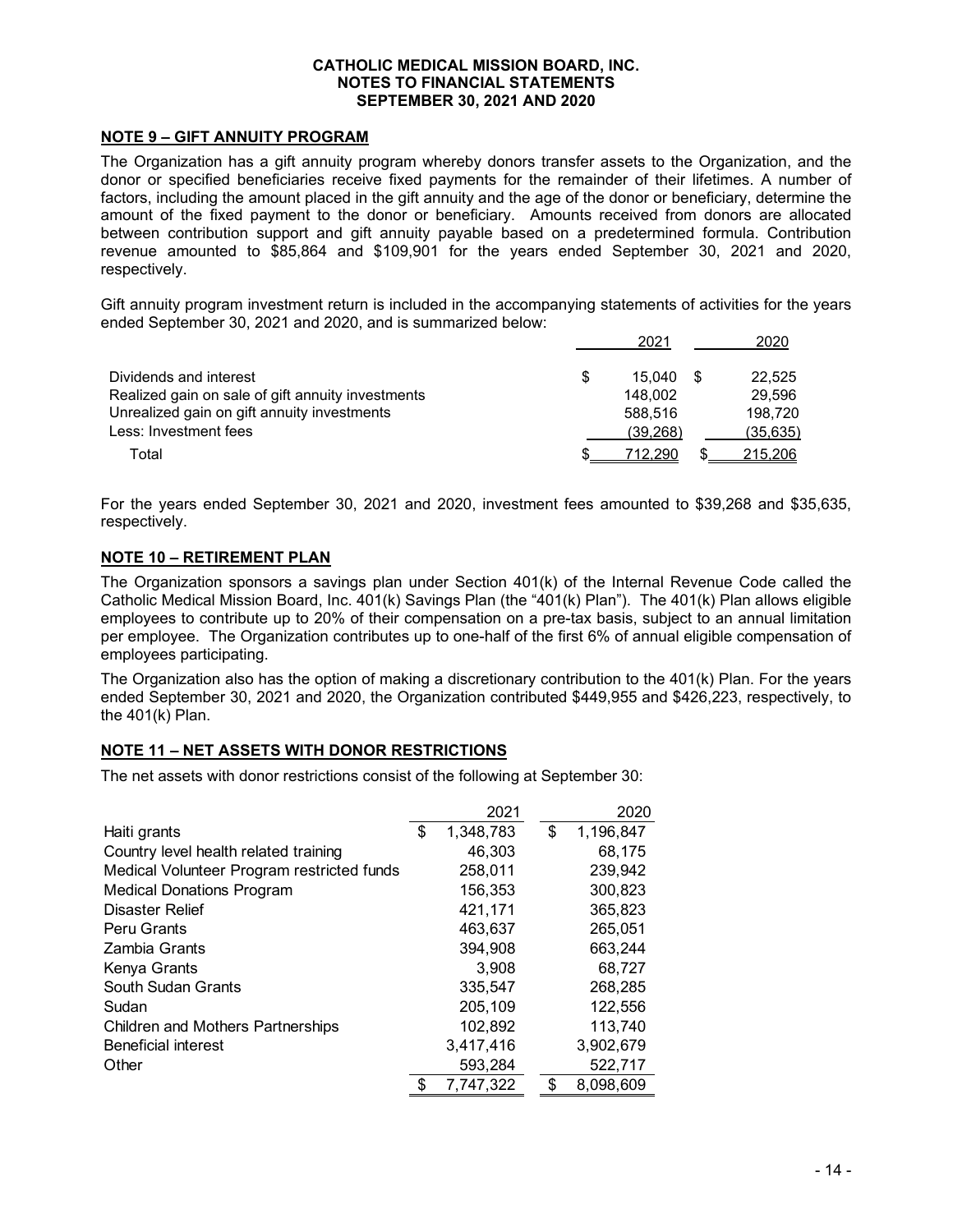**CATHOLIC MEDICAL MISSION BOARD, INC.**
**NOTES TO FINANCIAL STATEMENTS**
**SEPTEMBER 30, 2021 AND 2020**

## NOTE 9 – GIFT ANNUITY PROGRAM

The Organization has a gift annuity program whereby donors transfer assets to the Organization, and the donor or specified beneficiaries receive fixed payments for the remainder of their lifetimes. A number of factors, including the amount placed in the gift annuity and the age of the donor or beneficiary, determine the amount of the fixed payment to the donor or beneficiary. Amounts received from donors are allocated between contribution support and gift annuity payable based on a predetermined formula. Contribution revenue amounted to $85,864 and $109,901 for the years ended September 30, 2021 and 2020, respectively.

Gift annuity program investment return is included in the accompanying statements of activities for the years ended September 30, 2021 and 2020, and is summarized below:

| | 2021 | 2020 |
|---|---|---|
| Dividends and interest | $ 15,040 | $ 22,525 |
| Realized gain on sale of gift annuity investments | 148,002 | 29,596 |
| Unrealized gain on gift annuity investments | 588,516 | 198,720 |
| Less: Investment fees | (39,268) | (35,635) |
| Total | $ 712,290 | $ 215,206 |

For the years ended September 30, 2021 and 2020, investment fees amounted to $39,268 and $35,635, respectively.

## NOTE 10 – RETIREMENT PLAN

The Organization sponsors a savings plan under Section 401(k) of the Internal Revenue Code called the Catholic Medical Mission Board, Inc. 401(k) Savings Plan (the "401(k) Plan"). The 401(k) Plan allows eligible employees to contribute up to 20% of their compensation on a pre-tax basis, subject to an annual limitation per employee. The Organization contributes up to one-half of the first 6% of annual eligible compensation of employees participating.

The Organization also has the option of making a discretionary contribution to the 401(k) Plan. For the years ended September 30, 2021 and 2020, the Organization contributed $449,955 and $426,223, respectively, to the 401(k) Plan.

## NOTE 11 – NET ASSETS WITH DONOR RESTRICTIONS

The net assets with donor restrictions consist of the following at September 30:

| | 2021 | 2020 |
|---|---|---|
| Haiti grants | $ 1,348,783 | $ 1,196,847 |
| Country level health related training | 46,303 | 68,175 |
| Medical Volunteer Program restricted funds | 258,011 | 239,942 |
| Medical Donations Program | 156,353 | 300,823 |
| Disaster Relief | 421,171 | 365,823 |
| Peru Grants | 463,637 | 265,051 |
| Zambia Grants | 394,908 | 663,244 |
| Kenya Grants | 3,908 | 68,727 |
| South Sudan Grants | 335,547 | 268,285 |
| Sudan | 205,109 | 122,556 |
| Children and Mothers Partnerships | 102,892 | 113,740 |
| Beneficial interest | 3,417,416 | 3,902,679 |
| Other | 593,284 | 522,717 |
| | $ 7,747,322 | $ 8,098,609 |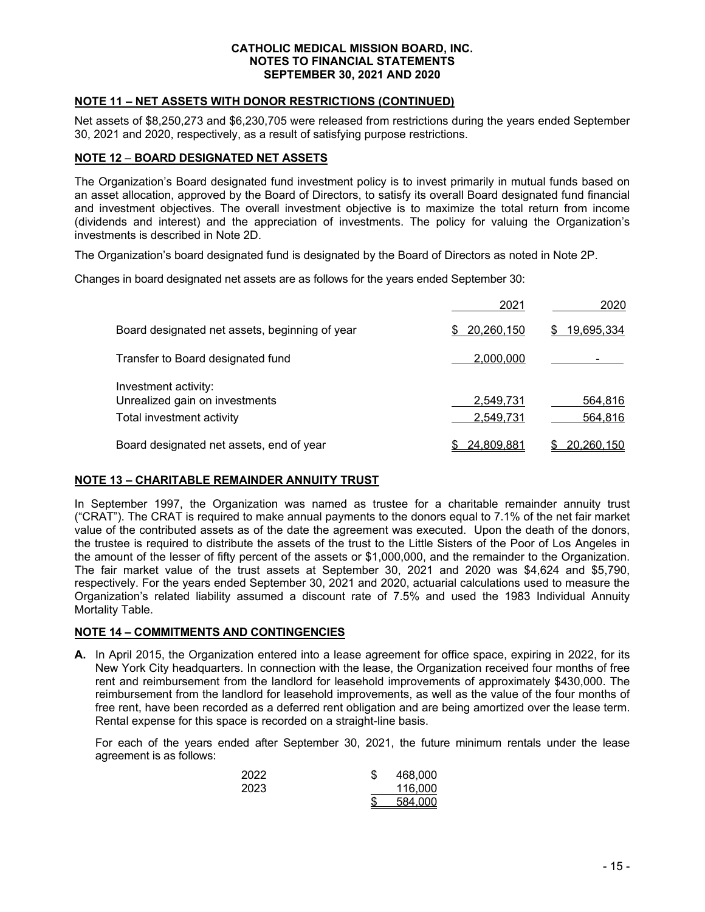CATHOLIC MEDICAL MISSION BOARD, INC.
NOTES TO FINANCIAL STATEMENTS
SEPTEMBER 30, 2021 AND 2020

## NOTE 11 – NET ASSETS WITH DONOR RESTRICTIONS (CONTINUED)

Net assets of $8,250,273 and $6,230,705 were released from restrictions during the years ended September 30, 2021 and 2020, respectively, as a result of satisfying purpose restrictions.

## NOTE 12 – BOARD DESIGNATED NET ASSETS

The Organization's Board designated fund investment policy is to invest primarily in mutual funds based on an asset allocation, approved by the Board of Directors, to satisfy its overall Board designated fund financial and investment objectives. The overall investment objective is to maximize the total return from income (dividends and interest) and the appreciation of investments. The policy for valuing the Organization's investments is described in Note 2D.

The Organization's board designated fund is designated by the Board of Directors as noted in Note 2P.

Changes in board designated net assets are as follows for the years ended September 30:

| | 2021 | 2020 |
|---|---|---|
| Board designated net assets, beginning of year | $ 20,260,150 | $ 19,695,334 |
| Transfer to Board designated fund | 2,000,000 | - |
| Investment activity: | | |
| Unrealized gain on investments | 2,549,731 | 564,816 |
| Total investment activity | 2,549,731 | 564,816 |
| Board designated net assets, end of year | $ 24,809,881 | $ 20,260,150 |

## NOTE 13 – CHARITABLE REMAINDER ANNUITY TRUST

In September 1997, the Organization was named as trustee for a charitable remainder annuity trust ("CRAT"). The CRAT is required to make annual payments to the donors equal to 7.1% of the net fair market value of the contributed assets as of the date the agreement was executed. Upon the death of the donors, the trustee is required to distribute the assets of the trust to the Little Sisters of the Poor of Los Angeles in the amount of the lesser of fifty percent of the assets or $1,000,000, and the remainder to the Organization. The fair market value of the trust assets at September 30, 2021 and 2020 was $4,624 and $5,790, respectively. For the years ended September 30, 2021 and 2020, actuarial calculations used to measure the Organization's related liability assumed a discount rate of 7.5% and used the 1983 Individual Annuity Mortality Table.

## NOTE 14 – COMMITMENTS AND CONTINGENCIES

**A.** In April 2015, the Organization entered into a lease agreement for office space, expiring in 2022, for its New York City headquarters. In connection with the lease, the Organization received four months of free rent and reimbursement from the landlord for leasehold improvements of approximately $430,000. The reimbursement from the landlord for leasehold improvements, as well as the value of the four months of free rent, have been recorded as a deferred rent obligation and are being amortized over the lease term. Rental expense for this space is recorded on a straight-line basis.

For each of the years ended after September 30, 2021, the future minimum rentals under the lease agreement is as follows:

| | |
|---|---|
| 2022 | $ 468,000 |
| 2023 | 116,000 |
| | $ 584,000 |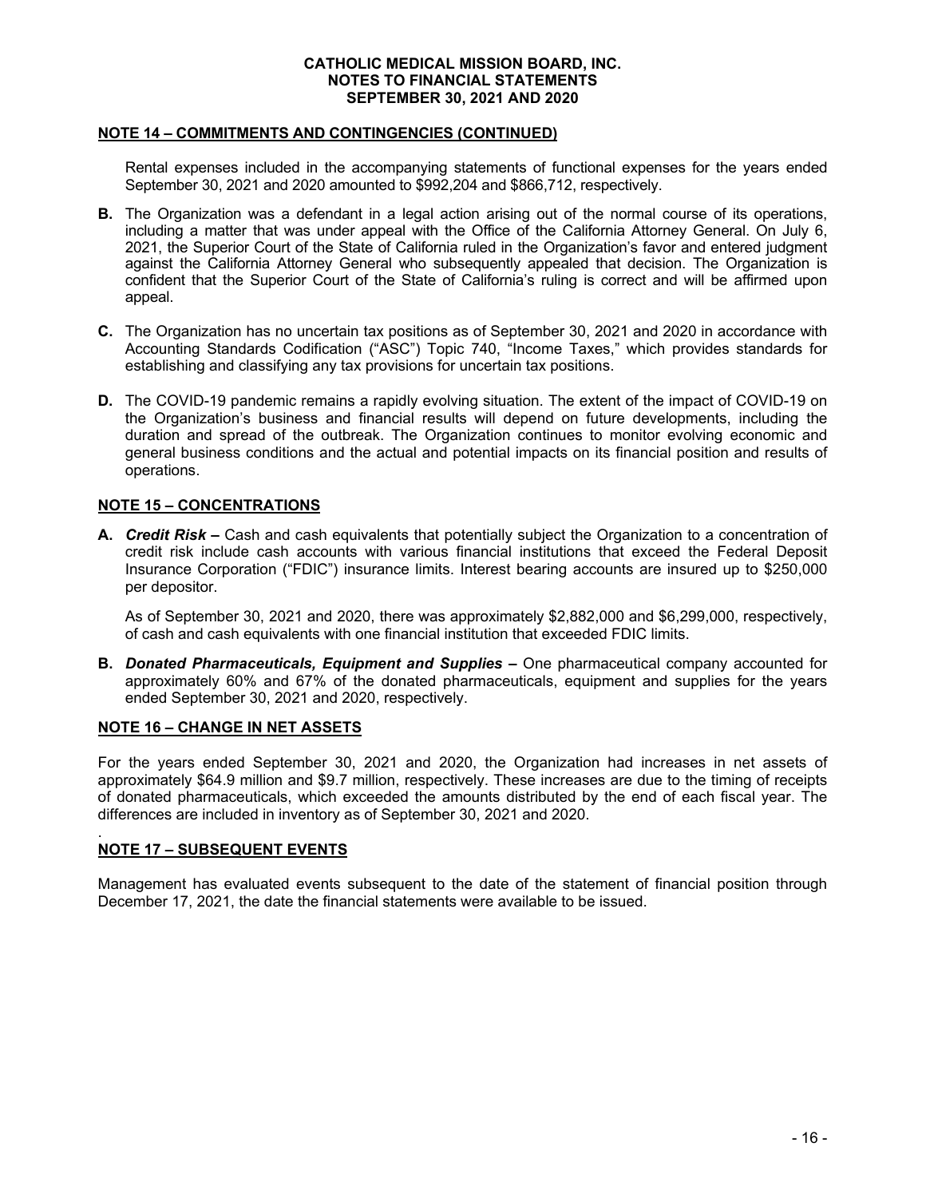## NOTE 14 – COMMITMENTS AND CONTINGENCIES (CONTINUED)

Rental expenses included in the accompanying statements of functional expenses for the years ended September 30, 2021 and 2020 amounted to $992,204 and $866,712, respectively.

**B.** The Organization was a defendant in a legal action arising out of the normal course of its operations, including a matter that was under appeal with the Office of the California Attorney General. On July 6, 2021, the Superior Court of the State of California ruled in the Organization's favor and entered judgment against the California Attorney General who subsequently appealed that decision. The Organization is confident that the Superior Court of the State of California's ruling is correct and will be affirmed upon appeal.

**C.** The Organization has no uncertain tax positions as of September 30, 2021 and 2020 in accordance with Accounting Standards Codification ("ASC") Topic 740, "Income Taxes," which provides standards for establishing and classifying any tax provisions for uncertain tax positions.

**D.** The COVID-19 pandemic remains a rapidly evolving situation. The extent of the impact of COVID-19 on the Organization's business and financial results will depend on future developments, including the duration and spread of the outbreak. The Organization continues to monitor evolving economic and general business conditions and the actual and potential impacts on its financial position and results of operations.

## NOTE 15 – CONCENTRATIONS

**A.** ***Credit Risk*** **–** Cash and cash equivalents that potentially subject the Organization to a concentration of credit risk include cash accounts with various financial institutions that exceed the Federal Deposit Insurance Corporation ("FDIC") insurance limits. Interest bearing accounts are insured up to $250,000 per depositor.

As of September 30, 2021 and 2020, there was approximately $2,882,000 and $6,299,000, respectively, of cash and cash equivalents with one financial institution that exceeded FDIC limits.

**B.** ***Donated Pharmaceuticals, Equipment and Supplies*** **–** One pharmaceutical company accounted for approximately 60% and 67% of the donated pharmaceuticals, equipment and supplies for the years ended September 30, 2021 and 2020, respectively.

## NOTE 16 – CHANGE IN NET ASSETS

For the years ended September 30, 2021 and 2020, the Organization had increases in net assets of approximately $64.9 million and $9.7 million, respectively. These increases are due to the timing of receipts of donated pharmaceuticals, which exceeded the amounts distributed by the end of each fiscal year. The differences are included in inventory as of September 30, 2021 and 2020.

## NOTE 17 – SUBSEQUENT EVENTS

Management has evaluated events subsequent to the date of the statement of financial position through December 17, 2021, the date the financial statements were available to be issued.